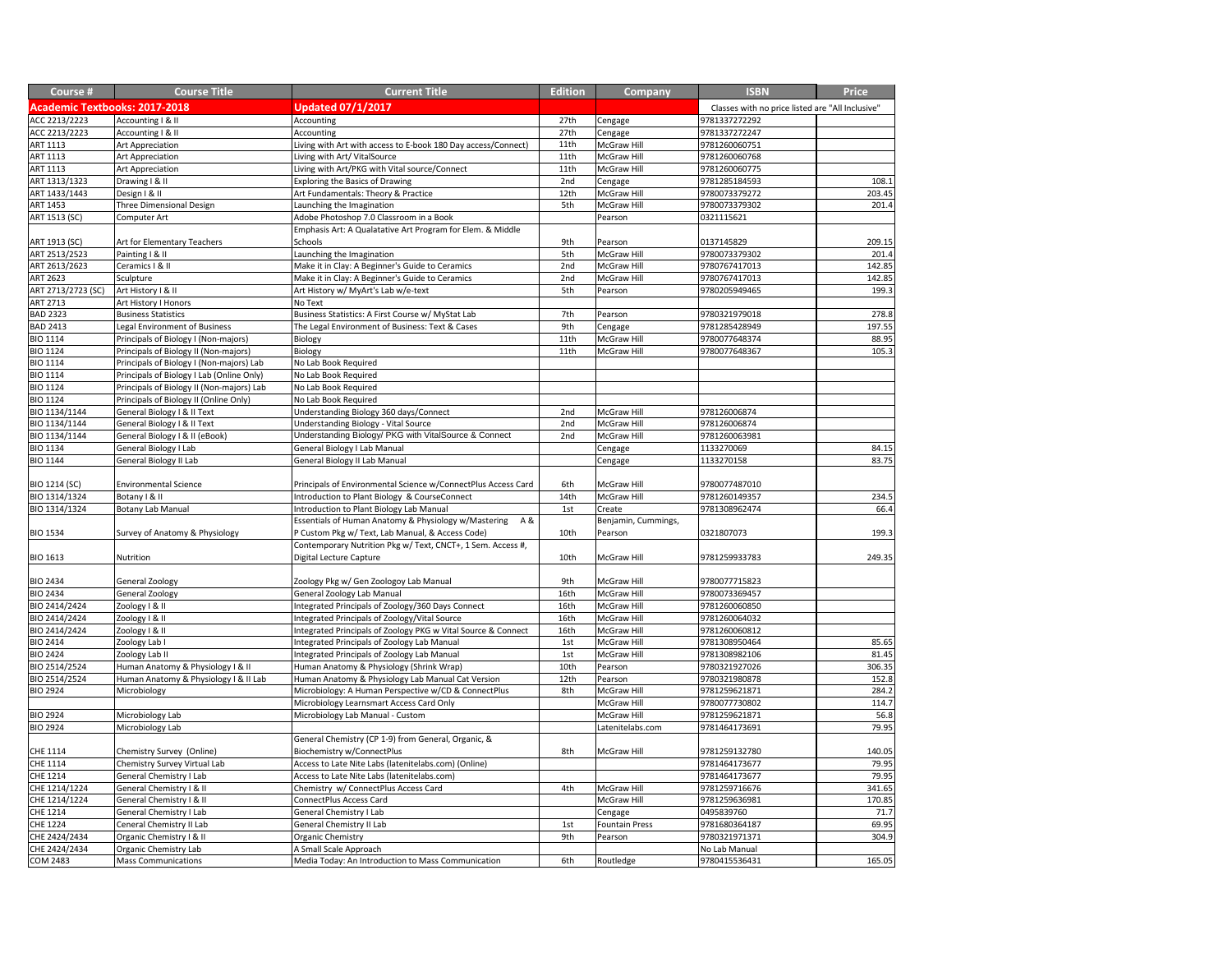| Course # | Course Title | Current Title | Edition | Company | ISBN | Price |
|---|---|---|---|---|---|---|
| **Academic Textbooks: 2017-2018** | | **Updated 07/1/2017** | | | Classes with no price listed are "All Inclusive" | |
| ACC 2213/2223 | Accounting I & II | Accounting | 27th | Cengage | 9781337272292 | |
| ACC 2213/2223 | Accounting I & II | Accounting | 27th | Cengage | 9781337272247 | |
| ART 1113 | Art Appreciation | Living with Art with access to E-book 180 Day access/Connect) | 11th | McGraw Hill | 9781260060751 | |
| ART 1113 | Art Appreciation | Living with Art/ VitalSource | 11th | McGraw Hill | 9781260060768 | |
| ART 1113 | Art Appreciation | Living with Art/PKG with Vital source/Connect | 11th | McGraw Hill | 9781260060775 | |
| ART 1313/1323 | Drawing I & II | Exploring the Basics of Drawing | 2nd | Cengage | 9781285184593 | 108.1 |
| ART 1433/1443 | Design I & II | Art Fundamentals: Theory & Practice | 12th | McGraw Hill | 9780073379272 | 203.45 |
| ART 1453 | Three Dimensional Design | Launching the Imagination | 5th | McGraw Hill | 9780073379302 | 201.4 |
| ART 1513 (SC) | Computer Art | Adobe Photoshop 7.0 Classroom in a Book | | Pearson | 0321115621 | |
| ART 1913 (SC) | Art for Elementary Teachers | Emphasis Art: A Qualatative Art Program for Elem. & Middle Schools | 9th | Pearson | 0137145829 | 209.15 |
| ART 2513/2523 | Painting I & II | Launching the Imagination | 5th | McGraw Hill | 9780073379302 | 201.4 |
| ART 2613/2623 | Ceramics I & II | Make it in Clay: A Beginner's Guide to Ceramics | 2nd | McGraw Hill | 9780767417013 | 142.85 |
| ART 2623 | Sculpture | Make it in Clay: A Beginner's Guide to Ceramics | 2nd | McGraw Hill | 9780767417013 | 142.85 |
| ART 2713/2723 (SC) | Art History I & II | Art History w/ MyArt's Lab w/e-text | 5th | Pearson | 9780205949465 | 199.3 |
| ART 2713 | Art History I Honors | No Text | | | | |
| BAD 2323 | Business Statistics | Business Statistics: A First Course w/ MyStat Lab | 7th | Pearson | 9780321979018 | 278.8 |
| BAD 2413 | Legal Environment of Business | The Legal Environment of Business: Text & Cases | 9th | Cengage | 9781285428949 | 197.55 |
| BIO 1114 | Principals of Biology I (Non-majors) | Biology | 11th | McGraw Hill | 9780077648374 | 88.95 |
| BIO 1124 | Principals of Biology II (Non-majors) | Biology | 11th | McGraw Hill | 9780077648367 | 105.3 |
| BIO 1114 | Principals of Biology I (Non-majors) Lab | No Lab Book Required | | | | |
| BIO 1114 | Principals of Biology I Lab (Online Only) | No Lab Book Required | | | | |
| BIO 1124 | Principals of Biology II (Non-majors) Lab | No Lab Book Required | | | | |
| BIO 1124 | Principals of Biology II (Online Only) | No Lab Book Required | | | | |
| BIO 1134/1144 | General Biology I & II Text | Understanding Biology 360 days/Connect | 2nd | McGraw Hill | 978126006874 | |
| BIO 1134/1144 | General Biology I & II Text | Understanding Biology - Vital Source | 2nd | McGraw Hill | 978126006874 | |
| BIO 1134/1144 | General Biology I & II (eBook) | Understanding Biology/ PKG with VitalSource & Connect | 2nd | McGraw Hill | 9781260063981 | |
| BIO 1134 | General Biology I Lab | General Biology I Lab Manual | | Cengage | 1133270069 | 84.15 |
| BIO 1144 | General Biology II Lab | General Biology II Lab Manual | | Cengage | 1133270158 | 83.75 |
| BIO 1214 (SC) | Environmental Science | Principals of Environmental Science w/ConnectPlus Access Card | 6th | McGraw Hill | 9780077487010 | |
| BIO 1314/1324 | Botany I & II | Introduction to Plant Biology & CourseConnect | 14th | McGraw Hill | 9781260149357 | 234.5 |
| BIO 1314/1324 | Botany Lab Manual | Introduction to Plant Biology Lab Manual | 1st | Create | 9781308962474 | 66.4 |
| BIO 1534 | Survey of Anatomy & Physiology | Essentials of Human Anatomy & Physiology w/Mastering A & P Custom Pkg w/ Text, Lab Manual, & Access Code) | 10th | Benjamin, Cummings, Pearson | 0321807073 | 199.3 |
| BIO 1613 | Nutrition | Contemporary Nutrition Pkg w/ Text, CNCT+, 1 Sem. Access #, Digital Lecture Capture | 10th | McGraw Hill | 9781259933783 | 249.35 |
| BIO 2434 | General Zoology | Zoology Pkg w/ Gen Zoologoy Lab Manual | 9th | McGraw Hill | 9780077715823 | |
| BIO 2434 | General Zoology | General Zoology Lab Manual | 16th | McGraw Hill | 9780073369457 | |
| BIO 2414/2424 | Zoology I & II | Integrated Principals of Zoology/360 Days Connect | 16th | McGraw Hill | 9781260060850 | |
| BIO 2414/2424 | Zoology I & II | Integrated Principals of Zoology/Vital Source | 16th | McGraw Hill | 9781260064032 | |
| BIO 2414/2424 | Zoology I & II | Integrated Principals of Zoology PKG w Vital Source & Connect | 16th | McGraw Hill | 9781260060812 | |
| BIO 2414 | Zoology Lab I | Integrated Principals of Zoology Lab Manual | 1st | McGraw Hill | 9781308950464 | 85.65 |
| BIO 2424 | Zoology Lab II | Integrated Principals of Zoology Lab Manual | 1st | McGraw Hill | 9781308982106 | 81.45 |
| BIO 2514/2524 | Human Anatomy & Physiology I & II | Human Anatomy & Physiology (Shrink Wrap) | 10th | Pearson | 9780321927026 | 306.35 |
| BIO 2514/2524 | Human Anatomy & Physiology I & II Lab | Human Anatomy & Physiology Lab Manual Cat Version | 12th | Pearson | 9780321980878 | 152.8 |
| BIO 2924 | Microbiology | Microbiology: A Human Perspective w/CD & ConnectPlus | 8th | McGraw Hill | 9781259621871 | 284.2 |
| | | Microbiology Learnsmart Access Card Only | | McGraw Hill | 9780077730802 | 114.7 |
| BIO 2924 | Microbiology Lab | Microbiology Lab Manual - Custom | | McGraw Hill | 9781259621871 | 56.8 |
| BIO 2924 | Microbiology Lab | | | Latenitelabs.com | 9781464173691 | 79.95 |
| CHE 1114 | Chemistry Survey (Online) | General Chemistry (CP 1-9) from General, Organic, & Biochemistry w/ConnectPlus | 8th | McGraw Hill | 9781259132780 | 140.05 |
| CHE 1114 | Chemistry Survey Virtual Lab | Access to Late Nite Labs (latenitelabs.com) (Online) | | | 9781464173677 | 79.95 |
| CHE 1214 | General Chemistry I Lab | Access to Late Nite Labs (latenitelabs.com) | | | 9781464173677 | 79.95 |
| CHE 1214/1224 | General Chemistry I & II | Chemistry w/ ConnectPlus Access Card | 4th | McGraw Hill | 9781259716676 | 341.65 |
| CHE 1214/1224 | General Chemistry I & II | ConnectPlus Access Card | | McGraw Hill | 9781259636981 | 170.85 |
| CHE 1214 | General Chemistry I Lab | General Chemistry I Lab | | Cengage | 0495839760 | 71.7 |
| CHE 1224 | Ceneral Chemistry II Lab | General Chemistry II Lab | 1st | Fountain Press | 9781680364187 | 69.95 |
| CHE 2424/2434 | Organic Chemistry I & II | Organic Chemistry | 9th | Pearson | 9780321971371 | 304.9 |
| CHE 2424/2434 | Organic Chemistry Lab | A Small Scale Approach | | | No Lab Manual | |
| COM 2483 | Mass Communications | Media Today: An Introduction to Mass Communication | 6th | Routledge | 9780415536431 | 165.05 |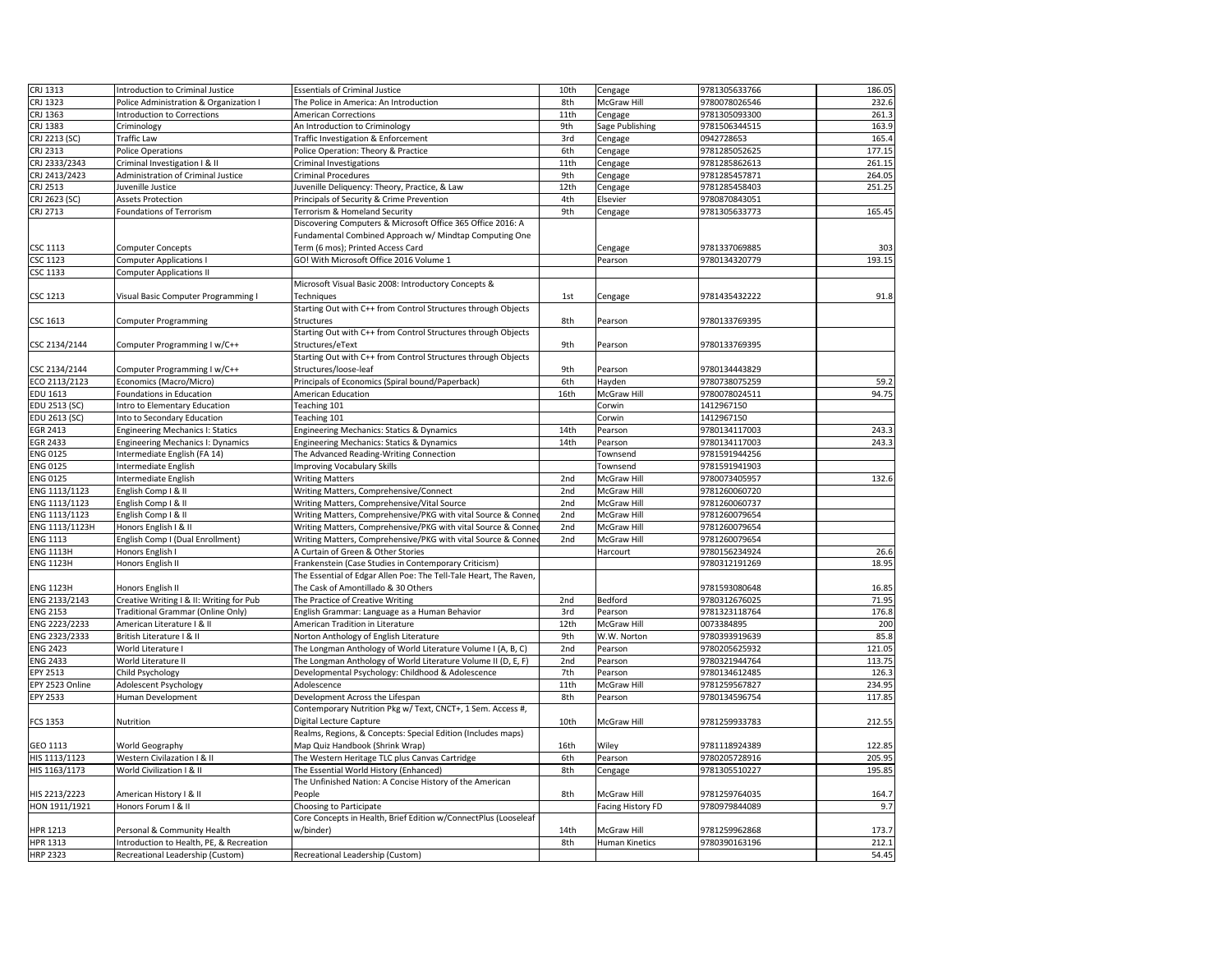| | | | | | | |
|---|---|---|---|---|---|---|
| CRJ 1313 | Introduction to Criminal Justice | Essentials of Criminal Justice | 10th | Cengage | 9781305633766 | 186.05 |
| CRJ 1323 | Police Administration & Organization I | The Police in America: An Introduction | 8th | McGraw Hill | 9780078026546 | 232.6 |
| CRJ 1363 | Introduction to Corrections | American Corrections | 11th | Cengage | 9781305093300 | 261.3 |
| CRJ 1383 | Criminology | An Introduction to Criminology | 9th | Sage Publishing | 9781506344515 | 163.9 |
| CRJ 2213 (SC) | Traffic Law | Traffic Investigation & Enforcement | 3rd | Cengage | 0942728653 | 165.4 |
| CRJ 2313 | Police Operations | Police Operation: Theory & Practice | 6th | Cengage | 9781285052625 | 177.15 |
| CRJ 2333/2343 | Criminal Investigation I & II | Criminal Investigations | 11th | Cengage | 9781285862613 | 261.15 |
| CRJ 2413/2423 | Administration of Criminal Justice | Criminal Procedures | 9th | Cengage | 9781285457871 | 264.05 |
| CRJ 2513 | Juvenille Justice | Juvenille Deliquency: Theory, Practice, & Law | 12th | Cengage | 9781285458403 | 251.25 |
| CRJ 2623 (SC) | Assets Protection | Principals of Security & Crime Prevention | 4th | Elsevier | 9780870843051 | |
| CRJ 2713 | Foundations of Terrorism | Terrorism & Homeland Security | 9th | Cengage | 9781305633773 | 165.45 |
| CSC 1113 | Computer Concepts | Discovering Computers & Microsoft Office 365 Office 2016: A Fundamental Combined Approach w/ Mindtap Computing One Term (6 mos); Printed Access Card | | Cengage | 9781337069885 | 303 |
| CSC 1123 | Computer Applications I | GO! With Microsoft Office 2016 Volume 1 | | Pearson | 9780134320779 | 193.15 |
| CSC 1133 | Computer Applications II | | | | | |
| CSC 1213 | Visual Basic Computer Programming I | Microsoft Visual Basic 2008: Introductory Concepts & Techniques | 1st | Cengage | 9781435432222 | 91.8 |
| CSC 1613 | Computer Programming | Starting Out with C++ from Control Structures through Objects Structures | 8th | Pearson | 9780133769395 | |
| CSC 2134/2144 | Computer Programming I w/C++ | Starting Out with C++ from Control Structures through Objects Structures/eText | 9th | Pearson | 9780133769395 | |
| CSC 2134/2144 | Computer Programming I w/C++ | Starting Out with C++ from Control Structures through Objects Structures/loose-leaf | 9th | Pearson | 9780134443829 | |
| ECO 2113/2123 | Economics (Macro/Micro) | Principals of Economics (Spiral bound/Paperback) | 6th | Hayden | 9780738075259 | 59.2 |
| EDU 1613 | Foundations in Education | American Education | 16th | McGraw Hill | 9780078024511 | 94.75 |
| EDU 2513 (SC) | Intro to Elementary Education | Teaching 101 | | Corwin | 1412967150 | |
| EDU 2613 (SC) | Into to Secondary Education | Teaching 101 | | Corwin | 1412967150 | |
| EGR 2413 | Engineering Mechanics I: Statics | Engineering Mechanics: Statics & Dynamics | 14th | Pearson | 9780134117003 | 243.3 |
| EGR 2433 | Engineering Mechanics I: Dynamics | Engineering Mechanics: Statics & Dynamics | 14th | Pearson | 9780134117003 | 243.3 |
| ENG 0125 | Intermediate English (FA 14) | The Advanced Reading-Writing Connection | | Townsend | 9781591944256 | |
| ENG 0125 | Intermediate English | Improving Vocabulary Skills | | Townsend | 9781591941903 | |
| ENG 0125 | Intermediate English | Writing Matters | 2nd | McGraw Hill | 9780073405957 | 132.6 |
| ENG 1113/1123 | English Comp I & II | Writing Matters, Comprehensive/Connect | 2nd | McGraw Hill | 9781260060720 | |
| ENG 1113/1123 | English Comp I & II | Writing Matters, Comprehensive/Vital Source | 2nd | McGraw Hill | 9781260060737 | |
| ENG 1113/1123 | English Comp I & II | Writing Matters, Comprehensive/PKG with vital Source & Connec | 2nd | McGraw Hill | 9781260079654 | |
| ENG 1113/1123H | Honors English I & II | Writing Matters, Comprehensive/PKG with vital Source & Connec | 2nd | McGraw Hill | 9781260079654 | |
| ENG 1113 | English Comp I (Dual Enrollment) | Writing Matters, Comprehensive/PKG with vital Source & Connec | 2nd | McGraw Hill | 9781260079654 | |
| ENG 1113H | Honors English I | A Curtain of Green & Other Stories | | Harcourt | 9780156234924 | 26.6 |
| ENG 1123H | Honors English II | Frankenstein (Case Studies in Contemporary Criticism) | | | 9780312191269 | 18.95 |
| ENG 1123H | Honors English II | The Essential of Edgar Allen Poe: The Tell-Tale Heart, The Raven, The Cask of Amontillado & 30 Others | | | 9781593080648 | 16.85 |
| ENG 2133/2143 | Creative Writing I & II: Writing for Pub | The Practice of Creative Writing | 2nd | Bedford | 9780312676025 | 71.95 |
| ENG 2153 | Traditional Grammar (Online Only) | English Grammar: Language as a Human Behavior | 3rd | Pearson | 9781323118764 | 176.8 |
| ENG 2223/2233 | American Literature I & II | American Tradition in Literature | 12th | McGraw Hill | 0073384895 | 200 |
| ENG 2323/2333 | British Literature I & II | Norton Anthology of English Literature | 9th | W.W. Norton | 9780393919639 | 85.8 |
| ENG 2423 | World Literature I | The Longman Anthology of World Literature Volume I (A, B, C) | 2nd | Pearson | 9780205625932 | 121.05 |
| ENG 2433 | World Literature II | The Longman Anthology of World Literature Volume II (D, E, F) | 2nd | Pearson | 9780321944764 | 113.75 |
| EPY 2513 | Child Psychology | Developmental Psychology: Childhood & Adolescence | 7th | Pearson | 9780134612485 | 126.3 |
| EPY 2523 Online | Adolescent Psychology | Adolescence | 11th | McGraw Hill | 9781259567827 | 234.95 |
| EPY 2533 | Human Development | Development Across the Lifespan | 8th | Pearson | 9780134596754 | 117.85 |
| FCS 1353 | Nutrition | Contemporary Nutrition Pkg w/ Text, CNCT+, 1 Sem. Access #, Digital Lecture Capture | 10th | McGraw Hill | 9781259933783 | 212.55 |
| GEO 1113 | World Geography | Realms, Regions, & Concepts: Special Edition (Includes maps) Map Quiz Handbook (Shrink Wrap) | 16th | Wiley | 9781118924389 | 122.85 |
| HIS 1113/1123 | Western Civilazation I & II | The Western Heritage TLC plus Canvas Cartridge | 6th | Pearson | 9780205728916 | 205.95 |
| HIS 1163/1173 | World Civilization I & II | The Essential World History (Enhanced) | 8th | Cengage | 9781305510227 | 195.85 |
| HIS 2213/2223 | American History I & II | The Unfinished Nation: A Concise History of the American People | 8th | McGraw Hill | 9781259764035 | 164.7 |
| HON 1911/1921 | Honors Forum I & II | Choosing to Participate | | Facing History FD | 9780979844089 | 9.7 |
| HPR 1213 | Personal & Community Health | Core Concepts in Health, Brief Edition w/ConnectPlus (Looseleaf w/binder) | 14th | McGraw Hill | 9781259962868 | 173.7 |
| HPR 1313 | Introduction to Health, PE, & Recreation | | 8th | Human Kinetics | 9780390163196 | 212.1 |
| HRP 2323 | Recreational Leadership (Custom) | Recreational Leadership (Custom) | | | | 54.45 |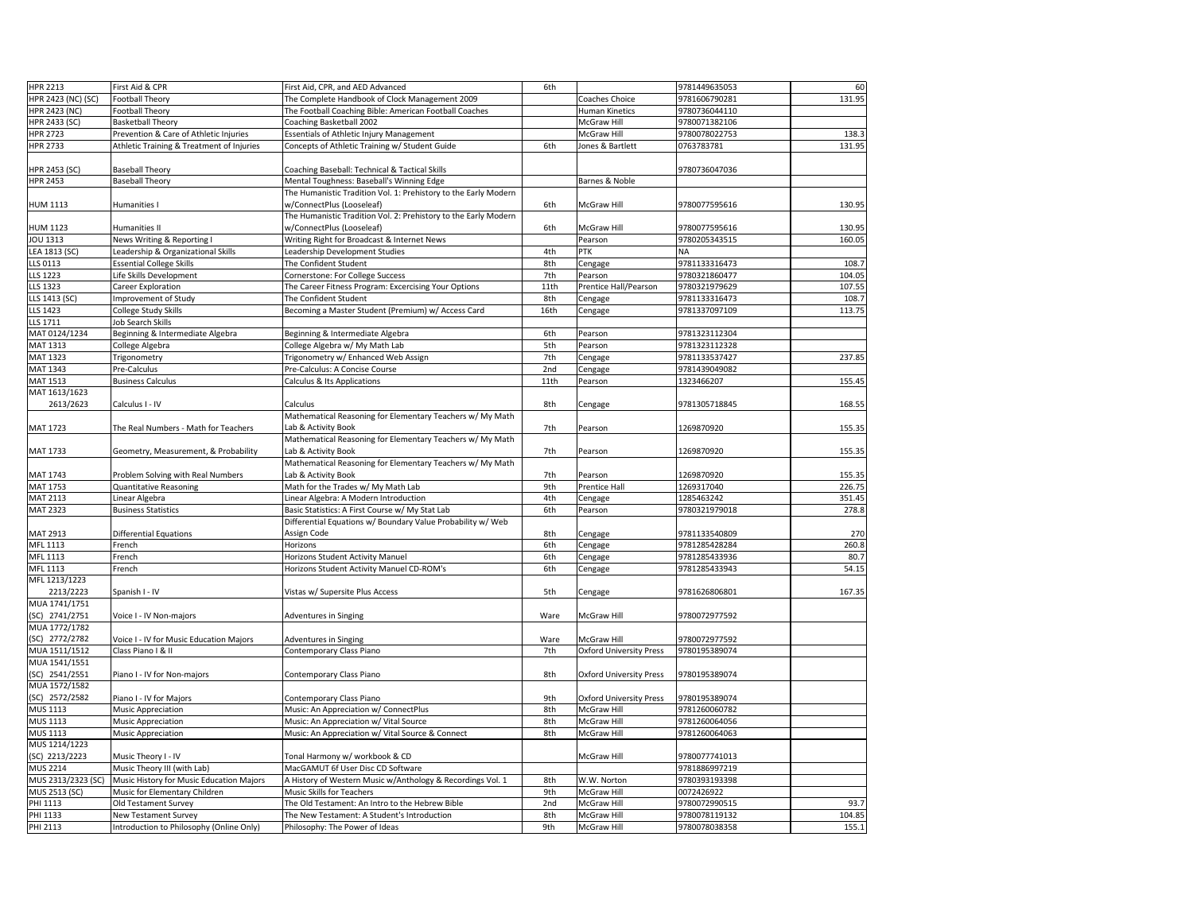| | | | | | | |
|---|---|---|---|---|---|---|
| HPR 2213 | First Aid & CPR | First Aid, CPR, and AED Advanced | 6th | | 9781449635053 | 60 |
| HPR 2423 (NC) (SC) | Football Theory | The Complete Handbook of Clock Management 2009 | | Coaches Choice | 9781606790281 | 131.95 |
| HPR 2423 (NC) | Football Theory | The Football Coaching Bible: American Football Coaches | | Human Kinetics | 9780736044110 | |
| HPR 2433 (SC) | Basketball Theory | Coaching Basketball 2002 | | McGraw Hill | 9780071382106 | |
| HPR 2723 | Prevention & Care of Athletic Injuries | Essentials of Athletic Injury Management | | McGraw Hill | 9780078022753 | 138.3 |
| HPR 2733 | Athletic Training & Treatment of Injuries | Concepts of Athletic Training w/ Student Guide | 6th | Jones & Bartlett | 0763783781 | 131.95 |
| HPR 2453 (SC) | Baseball Theory | Coaching Baseball: Technical & Tactical Skills | | | 9780736047036 | |
| HPR 2453 | Baseball Theory | Mental Toughness: Baseball's Winning Edge | | Barnes & Noble | | |
| HUM 1113 | Humanities I | The Humanistic Tradition Vol. 1: Prehistory to the Early Modern w/ConnectPlus (Looseleaf) | 6th | McGraw Hill | 9780077595616 | 130.95 |
| HUM 1123 | Humanities II | The Humanistic Tradition Vol. 2: Prehistory to the Early Modern w/ConnectPlus (Looseleaf) | 6th | McGraw Hill | 9780077595616 | 130.95 |
| JOU 1313 | News Writing & Reporting I | Writing Right for Broadcast & Internet News | | Pearson | 9780205343515 | 160.05 |
| LEA 1813 (SC) | Leadership & Organizational Skills | Leadership Development Studies | 4th | PTK | NA | |
| LLS 0113 | Essential College Skills | The Confident Student | 8th | Cengage | 9781133316473 | 108.7 |
| LLS 1223 | Life Skills Development | Cornerstone: For College Success | 7th | Pearson | 9780321860477 | 104.05 |
| LLS 1323 | Career Exploration | The Career Fitness Program: Excercising Your Options | 11th | Prentice Hall/Pearson | 9780321979629 | 107.55 |
| LLS 1413 (SC) | Improvement of Study | The Confident Student | 8th | Cengage | 9781133316473 | 108.7 |
| LLS 1423 | College Study Skills | Becoming a Master Student (Premium) w/ Access Card | 16th | Cengage | 9781337097109 | 113.75 |
| LLS 1711 | Job Search Skills | | | | | |
| MAT 0124/1234 | Beginning & Intermediate Algebra | Beginning & Intermediate Algebra | 6th | Pearson | 9781323112304 | |
| MAT 1313 | College Algebra | College Algebra w/ My Math Lab | 5th | Pearson | 9781323112328 | |
| MAT 1323 | Trigonometry | Trigonometry w/ Enhanced Web Assign | 7th | Cengage | 9781133537427 | 237.85 |
| MAT 1343 | Pre-Calculus | Pre-Calculus: A Concise Course | 2nd | Cengage | 9781439049082 | |
| MAT 1513 | Business Calculus | Calculus & Its Applications | 11th | Pearson | 1323466207 | 155.45 |
| MAT 1613/1623 2613/2623 | Calculus I - IV | Calculus | 8th | Cengage | 9781305718845 | 168.55 |
| MAT 1723 | The Real Numbers - Math for Teachers | Mathematical Reasoning for Elementary Teachers w/ My Math Lab & Activity Book | 7th | Pearson | 1269870920 | 155.35 |
| MAT 1733 | Geometry, Measurement, & Probability | Mathematical Reasoning for Elementary Teachers w/ My Math Lab & Activity Book | 7th | Pearson | 1269870920 | 155.35 |
| MAT 1743 | Problem Solving with Real Numbers | Mathematical Reasoning for Elementary Teachers w/ My Math Lab & Activity Book | 7th | Pearson | 1269870920 | 155.35 |
| MAT 1753 | Quantitative Reasoning | Math for the Trades w/ My Math Lab | 9th | Prentice Hall | 1269317040 | 226.75 |
| MAT 2113 | Linear Algebra | Linear Algebra: A Modern Introduction | 4th | Cengage | 1285463242 | 351.45 |
| MAT 2323 | Business Statistics | Basic Statistics: A First Course w/ My Stat Lab | 6th | Pearson | 9780321979018 | 278.8 |
| MAT 2913 | Differential Equations | Differential Equations w/ Boundary Value Probability w/ Web Assign Code | 8th | Cengage | 9781133540809 | 270 |
| MFL 1113 | French | Horizons | 6th | Cengage | 9781285428284 | 260.8 |
| MFL 1113 | French | Horizons Student Activity Manuel | 6th | Cengage | 9781285433936 | 80.7 |
| MFL 1113 | French | Horizons Student Activity Manuel CD-ROM's | 6th | Cengage | 9781285433943 | 54.15 |
| MFL 1213/1223 2213/2223 | Spanish I - IV | Vistas w/ Supersite Plus Access | 5th | Cengage | 9781626806801 | 167.35 |
| MUA 1741/1751 (SC) 2741/2751 | Voice I - IV Non-majors | Adventures in Singing | Ware | McGraw Hill | 9780072977592 | |
| MUA 1772/1782 (SC) 2772/2782 | Voice I - IV for Music Education Majors | Adventures in Singing | Ware | McGraw Hill | 9780072977592 | |
| MUA 1511/1512 | Class Piano I & II | Contemporary Class Piano | 7th | Oxford University Press | 9780195389074 | |
| MUA 1541/1551 (SC) 2541/2551 | Piano I - IV for Non-majors | Contemporary Class Piano | 8th | Oxford University Press | 9780195389074 | |
| MUA 1572/1582 (SC) 2572/2582 | Piano I - IV for Majors | Contemporary Class Piano | 9th | Oxford University Press | 9780195389074 | |
| MUS 1113 | Music Appreciation | Music: An Appreciation w/ ConnectPlus | 8th | McGraw Hill | 9781260060782 | |
| MUS 1113 | Music Appreciation | Music: An Appreciation w/ Vital Source | 8th | McGraw Hill | 9781260064056 | |
| MUS 1113 | Music Appreciation | Music: An Appreciation w/ Vital Source & Connect | 8th | McGraw Hill | 9781260064063 | |
| MUS 1214/1223 (SC) 2213/2223 | Music Theory I - IV | Tonal Harmony w/ workbook & CD | | McGraw Hill | 9780077741013 | |
| MUS 2214 | Music Theory III (with Lab) | MacGAMUT 6f User Disc CD Software | | | 9781886997219 | |
| MUS 2313/2323 (SC) | Music History for Music Education Majors | A History of Western Music w/Anthology & Recordings Vol. 1 | 8th | W.W. Norton | 9780393193398 | |
| MUS 2513 (SC) | Music for Elementary Children | Music Skills for Teachers | 9th | McGraw Hill | 0072426922 | |
| PHI 1113 | Old Testament Survey | The Old Testament: An Intro to the Hebrew Bible | 2nd | McGraw Hill | 9780072990515 | 93.7 |
| PHI 1133 | New Testament Survey | The New Testament: A Student's Introduction | 8th | McGraw Hill | 9780078119132 | 104.85 |
| PHI 2113 | Introduction to Philosophy (Online Only) | Philosophy: The Power of Ideas | 9th | McGraw Hill | 9780078038358 | 155.1 |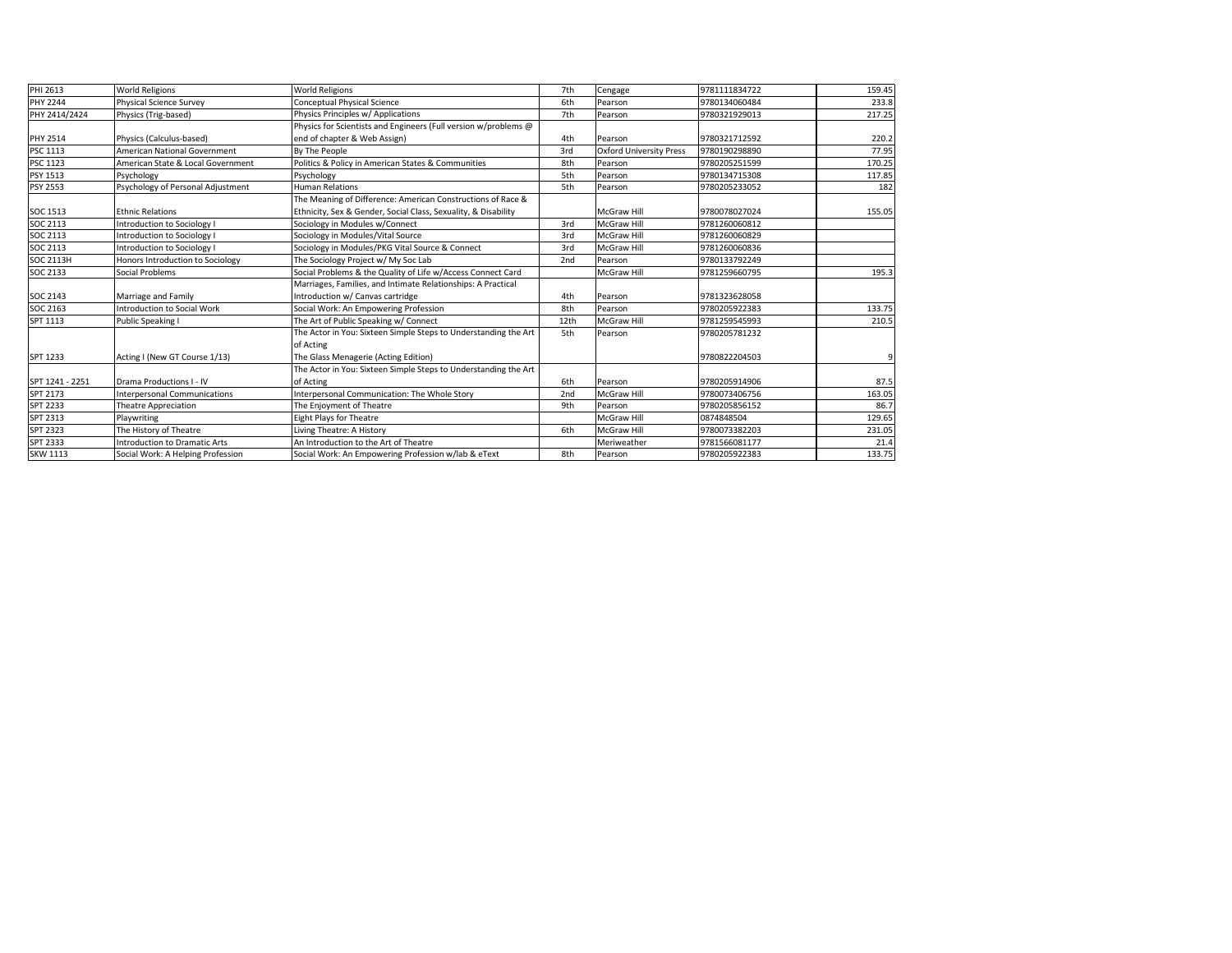| | | | | | | |
|---|---|---|---|---|---|---|
| PHI 2613 | World Religions | World Religions | 7th | Cengage | 9781111834722 | 159.45 |
| PHY 2244 | Physical Science Survey | Conceptual Physical Science | 6th | Pearson | 9780134060484 | 233.8 |
| PHY 2414/2424 | Physics (Trig-based) | Physics Principles w/ Applications | 7th | Pearson | 9780321929013 | 217.25 |
| PHY 2514 | Physics (Calculus-based) | Physics for Scientists and Engineers (Full version w/problems @ end of chapter & Web Assign) | 4th | Pearson | 9780321712592 | 220.2 |
| PSC 1113 | American National Government | By The People | 3rd | Oxford University Press | 9780190298890 | 77.95 |
| PSC 1123 | American State & Local Government | Politics & Policy in American States & Communities | 8th | Pearson | 9780205251599 | 170.25 |
| PSY 1513 | Psychology | Psychology | 5th | Pearson | 9780134715308 | 117.85 |
| PSY 2553 | Psychology of Personal Adjustment | Human Relations | 5th | Pearson | 9780205233052 | 182 |
| SOC 1513 | Ethnic Relations | The Meaning of Difference: American Constructions of Race & Ethnicity, Sex & Gender, Social Class, Sexuality, & Disability | | McGraw Hill | 9780078027024 | 155.05 |
| SOC 2113 | Introduction to Sociology I | Sociology in Modules w/Connect | 3rd | McGraw Hill | 9781260060812 | |
| SOC 2113 | Introduction to Sociology I | Sociology in Modules/Vital Source | 3rd | McGraw Hill | 9781260060829 | |
| SOC 2113 | Introduction to Sociology I | Sociology in Modules/PKG Vital Source & Connect | 3rd | McGraw Hill | 9781260060836 | |
| SOC 2113H | Honors Introduction to Sociology | The Sociology Project w/ My Soc Lab | 2nd | Pearson | 9780133792249 | |
| SOC 2133 | Social Problems | Social Problems & the Quality of Life w/Access Connect Card | | McGraw Hill | 9781259660795 | 195.3 |
| SOC 2143 | Marriage and Family | Marriages, Families, and Intimate Relationships: A Practical Introduction w/ Canvas cartridge | 4th | Pearson | 9781323628058 | |
| SOC 2163 | Introduction to Social Work | Social Work: An Empowering Profession | 8th | Pearson | 9780205922383 | 133.75 |
| SPT 1113 | Public Speaking I | The Art of Public Speaking w/ Connect | 12th | McGraw Hill | 9781259545993 | 210.5 |
| SPT 1233 | Acting I (New GT Course 1/13) | The Actor in You: Sixteen Simple Steps to Understanding the Art of Acting | 5th | Pearson | 9780205781232 | |
| | | The Glass Menagerie (Acting Edition) | | | 9780822204503 | 9 |
| SPT 1241 - 2251 | Drama Productions I - IV | The Actor in You: Sixteen Simple Steps to Understanding the Art of Acting | 6th | Pearson | 9780205914906 | 87.5 |
| SPT 2173 | Interpersonal Communications | Interpersonal Communication: The Whole Story | 2nd | McGraw Hill | 9780073406756 | 163.05 |
| SPT 2233 | Theatre Appreciation | The Enjoyment of Theatre | 9th | Pearson | 9780205856152 | 86.7 |
| SPT 2313 | Playwriting | Eight Plays for Theatre | | McGraw Hill | 0874848504 | 129.65 |
| SPT 2323 | The History of Theatre | Living Theatre: A History | 6th | McGraw Hill | 9780073382203 | 231.05 |
| SPT 2333 | Introduction to Dramatic Arts | An Introduction to the Art of Theatre | | Meriweather | 9781566081177 | 21.4 |
| SKW 1113 | Social Work: A Helping Profession | Social Work: An Empowering Profession w/lab & eText | 8th | Pearson | 9780205922383 | 133.75 |